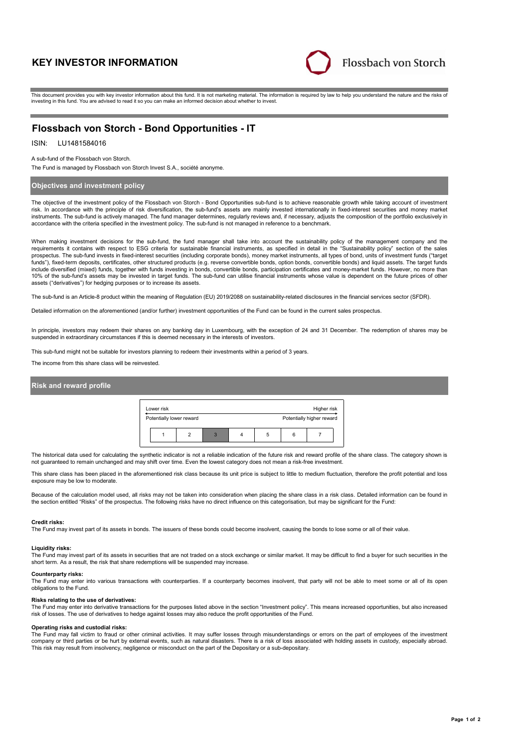# KEY INVESTOR INFORMATION

Flossbach von Storch

This document provides you with key investor information about this fund. It is not marketing material. The information is required by law to help you understand the nature and the risks of investing in this fund. You are advised to read it so you can make an informed decision about whether to invest.

# Flossbach von Storch - Bond Opportunities - IT

ISIN: LU1481584016

A sub-fund of the Flossbach von Storch.

The Fund is managed by Flossbach von Storch Invest S.A., société anonyme.

## Objectives and investment policy

The objective of the investment policy of the Flossbach von Storch - Bond Opportunities sub-fund is to achieve reasonable growth while taking account of investment risk. In accordance with the principle of risk diversification, the sub-fund's assets are mainly invested internationally in fixed-interest securities and money market instruments. The sub-fund is actively managed. The fund manager determines, regularly reviews and, if necessary, adjusts the composition of the portfolio exclusively in accordance with the criteria specified in the investment policy. The sub-fund is not managed in reference to a benchmark.

When making investment decisions for the sub-fund, the fund manager shall take into account the sustainability policy of the management company and the requirements it contains with respect to ESG criteria for sustainable financial instruments, as specified in detail in the "Sustainability policy" section of the sales prospectus. The sub-fund invests in fixed-interest securities (including corporate bonds), money market instruments, all types of bond, units of investment funds ("target funds"), fixed-term deposits, certificates, other structured products (e.g. reverse convertible bonds, option bonds, convertible bonds) and liquid assets. The target funds include diversified (mixed) funds, together with funds investing in bonds, convertible bonds, participation certificates and money-market funds. However, no more than 10% of the sub-fund's assets may be invested in target funds. The sub-fund can utilise financial instruments whose value is dependent on the future prices of other assets ("derivatives") for hedging purposes or to increase its assets.

The sub-fund is an Article-8 product within the meaning of Regulation (EU) 2019/2088 on sustainability-related disclosures in the financial services sector (SFDR).

Detailed information on the aforementioned (and/or further) investment opportunities of the Fund can be found in the current sales prospectus.

In principle, investors may redeem their shares on any banking day in Luxembourg, with the exception of 24 and 31 December. The redemption of shares may be suspended in extraordinary circumstances if this is deemed necessary in the interests of investors.

This sub-fund might not be suitable for investors planning to redeem their investments within a period of 3 years.

The income from this share class will be reinvested.

## Risk and reward profile

| Lower risk | | | | | | Higher risk |
|---|---|---|---|---|---|---|
| Potentially lower reward | | | | | | Potentially higher reward |
| 1 | 2 | **3** | 4 | 5 | 6 | 7 |

The historical data used for calculating the synthetic indicator is not a reliable indication of the future risk and reward profile of the share class. The category shown is not guaranteed to remain unchanged and may shift over time. Even the lowest category does not mean a risk-free investment.

This share class has been placed in the aforementioned risk class because its unit price is subject to little to medium fluctuation, therefore the profit potential and loss exposure may be low to moderate.

Because of the calculation model used, all risks may not be taken into consideration when placing the share class in a risk class. Detailed information can be found in the section entitled "Risks" of the prospectus. The following risks have no direct influence on this categorisation, but may be significant for the Fund:

**Credit risks:**
The Fund may invest part of its assets in bonds. The issuers of these bonds could become insolvent, causing the bonds to lose some or all of their value.

**Liquidity risks:**
The Fund may invest part of its assets in securities that are not traded on a stock exchange or similar market. It may be difficult to find a buyer for such securities in the short term. As a result, the risk that share redemptions will be suspended may increase.

**Counterparty risks:**
The Fund may enter into various transactions with counterparties. If a counterparty becomes insolvent, that party will not be able to meet some or all of its open obligations to the Fund.

**Risks relating to the use of derivatives:**
The Fund may enter into derivative transactions for the purposes listed above in the section "Investment policy". This means increased opportunities, but also increased risk of losses. The use of derivatives to hedge against losses may also reduce the profit opportunities of the Fund.

**Operating risks and custodial risks:**
The Fund may fall victim to fraud or other criminal activities. It may suffer losses through misunderstandings or errors on the part of employees of the investment company or third parties or be hurt by external events, such as natural disasters. There is a risk of loss associated with holding assets in custody, especially abroad. This risk may result from insolvency, negligence or misconduct on the part of the Depositary or a sub-depositary.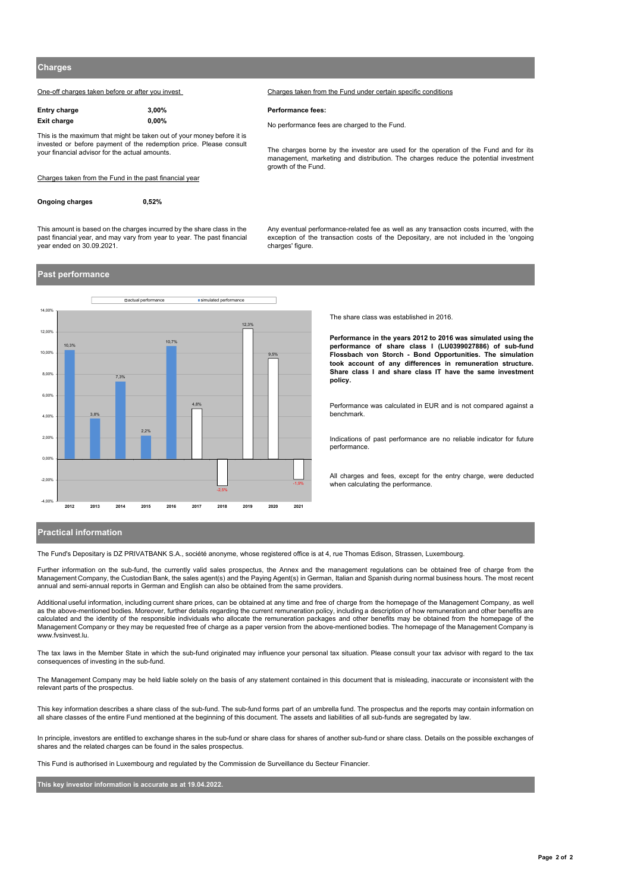## Charges

One-off charges taken before or after you invest

| | |
|---|---|
| **Entry charge** | **3,00%** |
| **Exit charge** | **0,00%** |

This is the maximum that might be taken out of your money before it is invested or before payment of the redemption price. Please consult your financial advisor for the actual amounts.

Charges taken from the Fund in the past financial year

| | |
|---|---|
| **Ongoing charges** | **0,52%** |

This amount is based on the charges incurred by the share class in the past financial year, and may vary from year to year. The past financial year ended on 30.09.2021.

Charges taken from the Fund under certain specific conditions

**Performance fees:**

No performance fees are charged to the Fund.

The charges borne by the investor are used for the operation of the Fund and for its management, marketing and distribution. The charges reduce the potential investment growth of the Fund.

Any eventual performance-related fee as well as any transaction costs incurred, with the exception of the transaction costs of the Depositary, are not included in the 'ongoing charges' figure.

## Past performance

actual performance
simulated performance

14,00%
12,00%
10,00%
8,00%
6,00%
4,00%
2,00%
0,00%
-2,00%
-4,00%

10,3%
3,8%
7,3%
2,2%
10,7%
4,8%
-2,5%
12,3%
9,5%
-1,9%

2012 2013 2014 2015 2016 2017 2018 2019 2020 2021

The share class was established in 2016.

**Performance in the years 2012 to 2016 was simulated using the performance of share class I (LU0399027886) of sub-fund Flossbach von Storch - Bond Opportunities. The simulation took account of any differences in remuneration structure. Share class I and share class IT have the same investment policy.**

Performance was calculated in EUR and is not compared against a benchmark.

Indications of past performance are no reliable indicator for future performance.

All charges and fees, except for the entry charge, were deducted when calculating the performance.

## Practical information

The Fund's Depositary is DZ PRIVATBANK S.A., société anonyme, whose registered office is at 4, rue Thomas Edison, Strassen, Luxembourg.

Further information on the sub-fund, the currently valid sales prospectus, the Annex and the management regulations can be obtained free of charge from the Management Company, the Custodian Bank, the sales agent(s) and the Paying Agent(s) in German, Italian and Spanish during normal business hours. The most recent annual and semi-annual reports in German and English can also be obtained from the same providers.

Additional useful information, including current share prices, can be obtained at any time and free of charge from the homepage of the Management Company, as well as the above-mentioned bodies. Moreover, further details regarding the current remuneration policy, including a description of how remuneration and other benefits are calculated and the identity of the responsible individuals who allocate the remuneration packages and other benefits may be obtained from the homepage of the Management Company or they may be requested free of charge as a paper version from the above-mentioned bodies. The homepage of the Management Company is www.fvsinvest.lu.

The tax laws in the Member State in which the sub-fund originated may influence your personal tax situation. Please consult your tax advisor with regard to the tax consequences of investing in the sub-fund.

The Management Company may be held liable solely on the basis of any statement contained in this document that is misleading, inaccurate or inconsistent with the relevant parts of the prospectus.

This key information describes a share class of the sub-fund. The sub-fund forms part of an umbrella fund. The prospectus and the reports may contain information on all share classes of the entire Fund mentioned at the beginning of this document. The assets and liabilities of all sub-funds are segregated by law.

In principle, investors are entitled to exchange shares in the sub-fund or share class for shares of another sub-fund or share class. Details on the possible exchanges of shares and the related charges can be found in the sales prospectus.

This Fund is authorised in Luxembourg and regulated by the Commission de Surveillance du Secteur Financier.

**This key investor information is accurate as at 19.04.2022.**